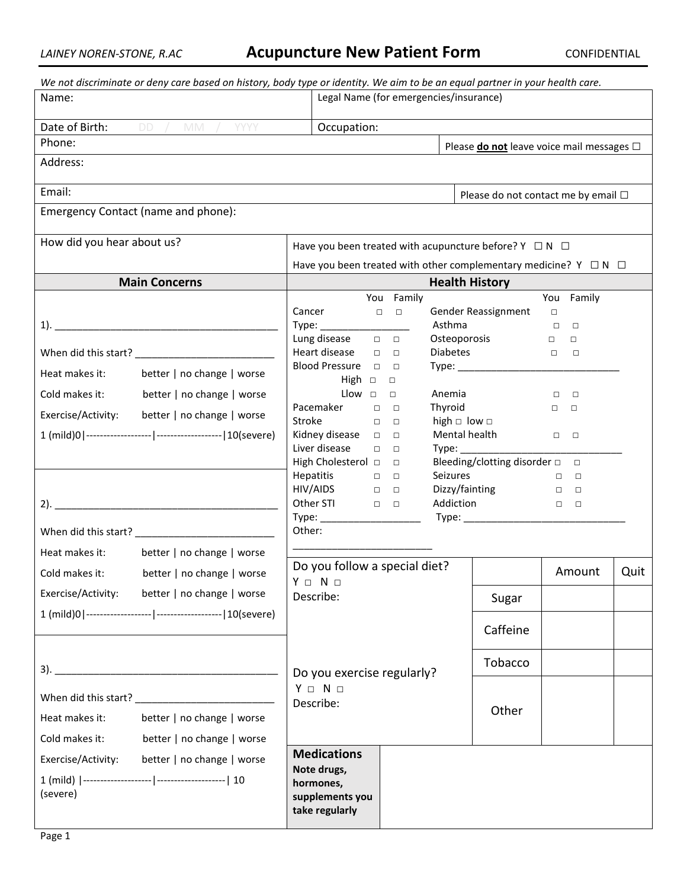*LAINEY NOREN-STONE, R.AC*

# Acupuncture New Patient Form

CONFIDENTIAL

*We not discriminate or deny care based on history, body type or identity. We aim to be an equal partner in your health care.*

| | |
|---|---|
| Name: | Legal Name (for emergencies/insurance) |
| Date of Birth: DD / MM / YYYY | Occupation: |
| Phone: | Please **do not** leave voice mail messages ☐ |
| Address: | |
| Email: | Please do not contact me by email ☐ |
| Emergency Contact (name and phone): | |
| How did you hear about us? | Have you been treated with acupuncture before? Y ☐ N ☐<br>Have you been treated with other complementary medicine? Y ☐ N ☐ |

## Main Concerns

1). ________________________________________

When did this start? _________________________

Heat makes it: better | no change | worse

Cold makes it: better | no change | worse

Exercise/Activity: better | no change | worse

1 (mild)0|-------------------|-------------------|10(severe)

2). ________________________________________

When did this start? _________________________

Heat makes it: better | no change | worse

Cold makes it: better | no change | worse

Exercise/Activity: better | no change | worse

1 (mild)0|-------------------|-------------------|10(severe)

3). ________________________________________

When did this start? _________________________

Heat makes it: better | no change | worse

Cold makes it: better | no change | worse

Exercise/Activity: better | no change | worse

1 (mild) |--------------------|--------------------| 10 (severe)

## Health History

| | You | Family | | You | Family |
|---|---|---|---|---|---|
| Cancer | ☐ | ☐ | Gender Reassignment | ☐ | |
| Type: ________________ | | | Asthma | ☐ | ☐ |
| Lung disease | ☐ | ☐ | Osteoporosis | ☐ | ☐ |
| Heart disease | ☐ | ☐ | Diabetes | ☐ | ☐ |
| Blood Pressure | ☐ | ☐ | Type: ______________________________ | | |
| High | ☐ | ☐ | | | |
| Llow | ☐ | ☐ | Anemia | ☐ | ☐ |
| Pacemaker | ☐ | ☐ | Thyroid | ☐ | ☐ |
| Stroke | ☐ | ☐ | high ☐ low ☐ | | |
| Kidney disease | ☐ | ☐ | Mental health | ☐ | ☐ |
| Liver disease | ☐ | ☐ | Type: ______________________________ | | |
| High Cholesterol | ☐ | ☐ | Bleeding/clotting disorder | ☐ | ☐ |
| Hepatitis | ☐ | ☐ | Seizures | ☐ | ☐ |
| HIV/AIDS | ☐ | ☐ | Dizzy/fainting | ☐ | ☐ |
| Other STI | ☐ | ☐ | Addiction | ☐ | ☐ |
| Type: __________________ | | | Type: ______________________________ | | |

Other: ________________________

Do you follow a special diet?
Y ☐ N ☐
Describe:

Do you exercise regularly?
Y ☐ N ☐
Describe:

| | Amount | Quit |
|---|---|---|
| Sugar | | |
| Caffeine | | |
| Tobacco | | |
| Other | | |

| **Medications**<br>**Note drugs, hormones, supplements you take regularly** | |
|---|---|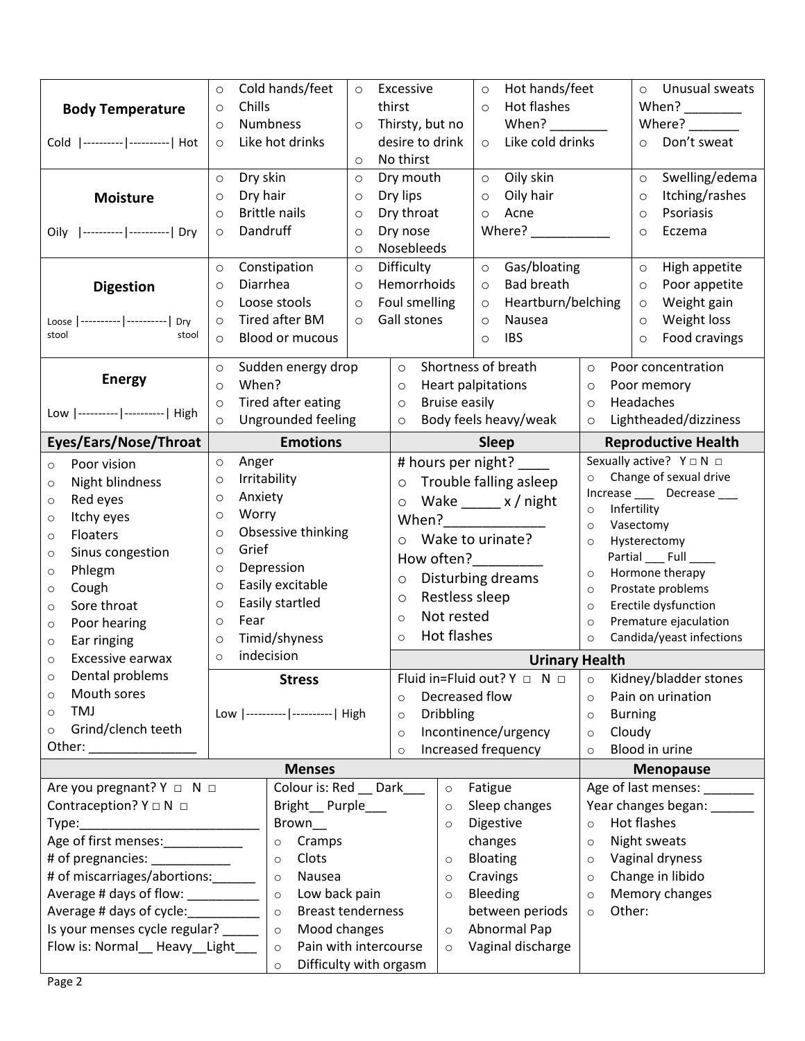## Body Temperature

Cold |----------|----------| Hot

- ○ Cold hands/feet
- ○ Chills
- ○ Numbness
- ○ Like hot drinks
- ○ Excessive thirst
- ○ Thirsty, but no desire to drink
- ○ No thirst
- ○ Hot hands/feet
- ○ Hot flashes When? ________
- ○ Like cold drinks
- ○ Unusual sweats When? ________ Where? _______
- ○ Don't sweat

## Moisture

Oily |----------|----------| Dry

- ○ Dry skin
- ○ Dry hair
- ○ Brittle nails
- ○ Dandruff
- ○ Dry mouth
- ○ Dry lips
- ○ Dry throat
- ○ Dry nose
- ○ Nosebleeds
- ○ Oily skin
- ○ Oily hair
- ○ Acne Where? ___________
- ○ Swelling/edema
- ○ Itching/rashes
- ○ Psoriasis
- ○ Eczema

## Digestion

Loose stool |----------|----------| Dry stool

- ○ Constipation
- ○ Diarrhea
- ○ Loose stools
- ○ Tired after BM
- ○ Blood or mucous
- ○ Difficulty
- ○ Hemorrhoids
- ○ Foul smelling
- ○ Gall stones
- ○ Gas/bloating
- ○ Bad breath
- ○ Heartburn/belching
- ○ Nausea
- ○ IBS
- ○ High appetite
- ○ Poor appetite
- ○ Weight gain
- ○ Weight loss
- ○ Food cravings

## Energy

Low |----------|----------| High

- ○ Sudden energy drop
- ○ When?
- ○ Tired after eating
- ○ Ungrounded feeling
- ○ Shortness of breath
- ○ Heart palpitations
- ○ Bruise easily
- ○ Body feels heavy/weak
- ○ Poor concentration
- ○ Poor memory
- ○ Headaches
- ○ Lightheaded/dizziness

## Eyes/Ears/Nose/Throat

- ○ Poor vision
- ○ Night blindness
- ○ Red eyes
- ○ Itchy eyes
- ○ Floaters
- ○ Sinus congestion
- ○ Phlegm
- ○ Cough
- ○ Sore throat
- ○ Poor hearing
- ○ Ear ringing
- ○ Excessive earwax
- ○ Dental problems
- ○ Mouth sores
- ○ TMJ
- ○ Grind/clench teeth

Other: _______________

## Emotions

- ○ Anger
- ○ Irritability
- ○ Anxiety
- ○ Worry
- ○ Obsessive thinking
- ○ Grief
- ○ Depression
- ○ Easily excitable
- ○ Easily startled
- ○ Fear
- ○ Timid/shyness
- ○ indecision

## Stress

Low |----------|----------| High

## Sleep

# hours per night? ____

- ○ Trouble falling asleep
- ○ Wake _____ x / night When?______________
- ○ Wake to urinate? How often?_________
- ○ Disturbing dreams
- ○ Restless sleep
- ○ Not rested
- ○ Hot flashes

## Reproductive Health

Sexually active? Y □ N □

- ○ Change of sexual drive Increase ___ Decrease ___
- ○ Infertility
- ○ Vasectomy
- ○ Hysterectomy Partial ___ Full ____
- ○ Hormone therapy
- ○ Prostate problems
- ○ Erectile dysfunction
- ○ Premature ejaculation
- ○ Candida/yeast infections

## Urinary Health

Fluid in=Fluid out? Y □ N □

- ○ Decreased flow
- ○ Dribbling
- ○ Incontinence/urgency
- ○ Increased frequency
- ○ Kidney/bladder stones
- ○ Pain on urination
- ○ Burning
- ○ Cloudy
- ○ Blood in urine

## Menses

Are you pregnant? Y □ N □
Contraception? Y □ N □
Type:__________________________
Age of first menses:___________
# of pregnancies: ___________
# of miscarriages/abortions:______
Average # days of flow: __________
Average # days of cycle:__________
Is your menses cycle regular? _____
Flow is: Normal__ Heavy__Light___

Colour is: Red __ Dark___ Bright__ Purple___ Brown__

- ○ Cramps
- ○ Clots
- ○ Nausea
- ○ Low back pain
- ○ Breast tenderness
- ○ Mood changes
- ○ Pain with intercourse
- ○ Difficulty with orgasm
- ○ Fatigue
- ○ Sleep changes
- ○ Digestive changes
- ○ Bloating
- ○ Cravings
- ○ Bleeding between periods
- ○ Abnormal Pap
- ○ Vaginal discharge

## Menopause

Age of last menses: _______
Year changes began: ______

- ○ Hot flashes
- ○ Night sweats
- ○ Vaginal dryness
- ○ Change in libido
- ○ Memory changes
- ○ Other: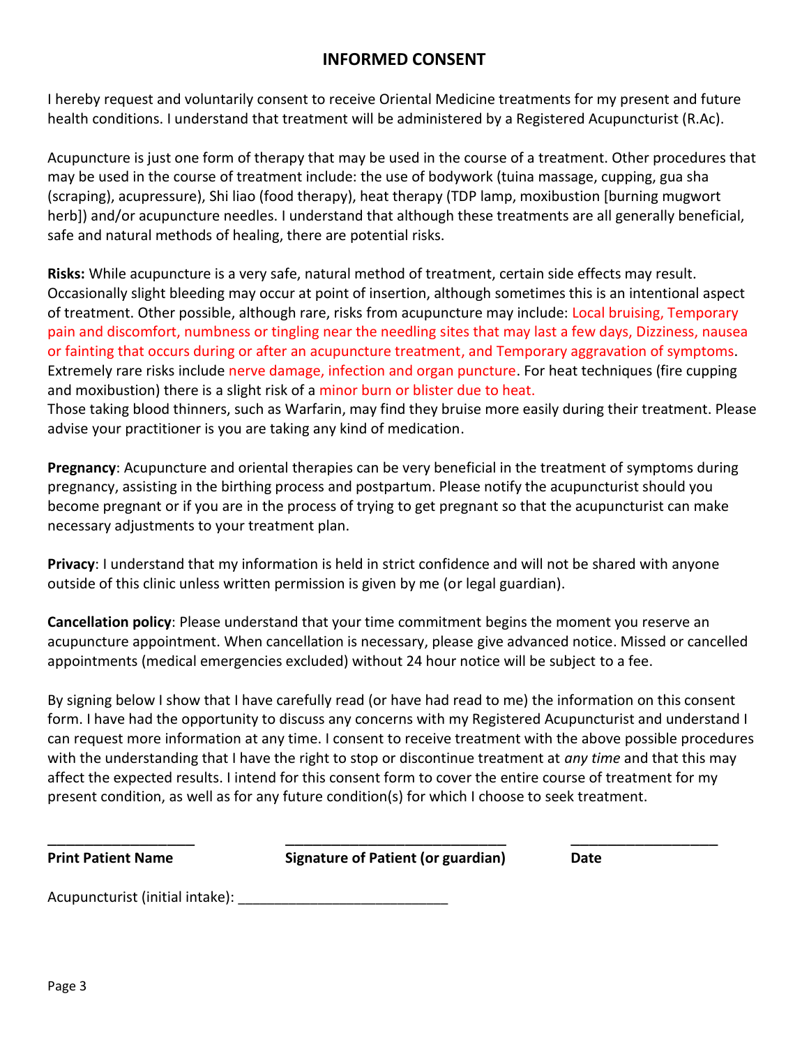## INFORMED CONSENT

I hereby request and voluntarily consent to receive Oriental Medicine treatments for my present and future health conditions. I understand that treatment will be administered by a Registered Acupuncturist (R.Ac).

Acupuncture is just one form of therapy that may be used in the course of a treatment. Other procedures that may be used in the course of treatment include: the use of bodywork (tuina massage, cupping, gua sha (scraping), acupressure), Shi liao (food therapy), heat therapy (TDP lamp, moxibustion [burning mugwort herb]) and/or acupuncture needles. I understand that although these treatments are all generally beneficial, safe and natural methods of healing, there are potential risks.

**Risks:** While acupuncture is a very safe, natural method of treatment, certain side effects may result. Occasionally slight bleeding may occur at point of insertion, although sometimes this is an intentional aspect of treatment. Other possible, although rare, risks from acupuncture may include: Local bruising, Temporary pain and discomfort, numbness or tingling near the needling sites that may last a few days, Dizziness, nausea or fainting that occurs during or after an acupuncture treatment, and Temporary aggravation of symptoms. Extremely rare risks include nerve damage, infection and organ puncture. For heat techniques (fire cupping and moxibustion) there is a slight risk of a minor burn or blister due to heat.
Those taking blood thinners, such as Warfarin, may find they bruise more easily during their treatment. Please advise your practitioner is you are taking any kind of medication.

**Pregnancy**: Acupuncture and oriental therapies can be very beneficial in the treatment of symptoms during pregnancy, assisting in the birthing process and postpartum. Please notify the acupuncturist should you become pregnant or if you are in the process of trying to get pregnant so that the acupuncturist can make necessary adjustments to your treatment plan.

**Privacy**: I understand that my information is held in strict confidence and will not be shared with anyone outside of this clinic unless written permission is given by me (or legal guardian).

**Cancellation policy**: Please understand that your time commitment begins the moment you reserve an acupuncture appointment. When cancellation is necessary, please give advanced notice. Missed or cancelled appointments (medical emergencies excluded) without 24 hour notice will be subject to a fee.

By signing below I show that I have carefully read (or have had read to me) the information on this consent form. I have had the opportunity to discuss any concerns with my Registered Acupuncturist and understand I can request more information at any time. I consent to receive treatment with the above possible procedures with the understanding that I have the right to stop or discontinue treatment at *any time* and that this may affect the expected results. I intend for this consent form to cover the entire course of treatment for my present condition, as well as for any future condition(s) for which I choose to seek treatment.

| | | |
|---|---|---|
| ___________________ | ____________________________ | ___________________ |
| **Print Patient Name** | **Signature of Patient (or guardian)** | **Date** |

Acupuncturist (initial intake): ___________________________